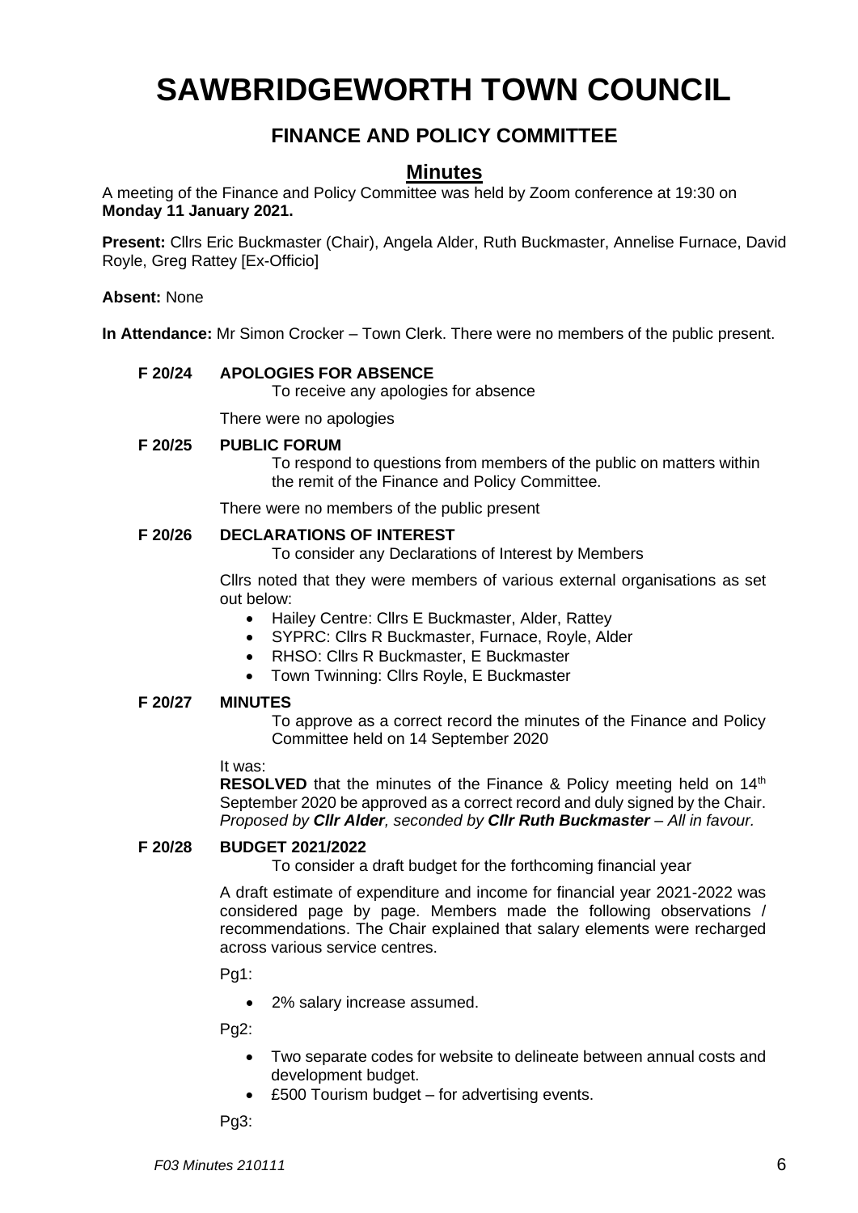# SAWBRIDGEWORTH TOWN COUNCIL

## FINANCE AND POLICY COMMITTEE

### Minutes

A meeting of the Finance and Policy Committee was held by Zoom conference at 19:30 on **Monday 11 January 2021.**

**Present:** Cllrs Eric Buckmaster (Chair), Angela Alder, Ruth Buckmaster, Annelise Furnace, David Royle, Greg Rattey [Ex-Officio]

**Absent:** None

**In Attendance:** Mr Simon Crocker – Town Clerk. There were no members of the public present.

**F 20/24 APOLOGIES FOR ABSENCE**

To receive any apologies for absence

There were no apologies

**F 20/25 PUBLIC FORUM**

To respond to questions from members of the public on matters within the remit of the Finance and Policy Committee.

There were no members of the public present

**F 20/26 DECLARATIONS OF INTEREST**

To consider any Declarations of Interest by Members

Cllrs noted that they were members of various external organisations as set out below:

- Hailey Centre: Cllrs E Buckmaster, Alder, Rattey
- SYPRC: Cllrs R Buckmaster, Furnace, Royle, Alder
- RHSO: Cllrs R Buckmaster, E Buckmaster
- Town Twinning: Cllrs Royle, E Buckmaster

**F 20/27 MINUTES**

To approve as a correct record the minutes of the Finance and Policy Committee held on 14 September 2020

It was:

**RESOLVED** that the minutes of the Finance & Policy meeting held on 14th September 2020 be approved as a correct record and duly signed by the Chair. *Proposed by **Cllr Alder**, seconded by **Cllr Ruth Buckmaster** – All in favour.*

**F 20/28 BUDGET 2021/2022**

To consider a draft budget for the forthcoming financial year

A draft estimate of expenditure and income for financial year 2021-2022 was considered page by page. Members made the following observations / recommendations. The Chair explained that salary elements were recharged across various service centres.

Pg1:

- 2% salary increase assumed.

Pg2:

- Two separate codes for website to delineate between annual costs and development budget.
- £500 Tourism budget – for advertising events.

Pg3: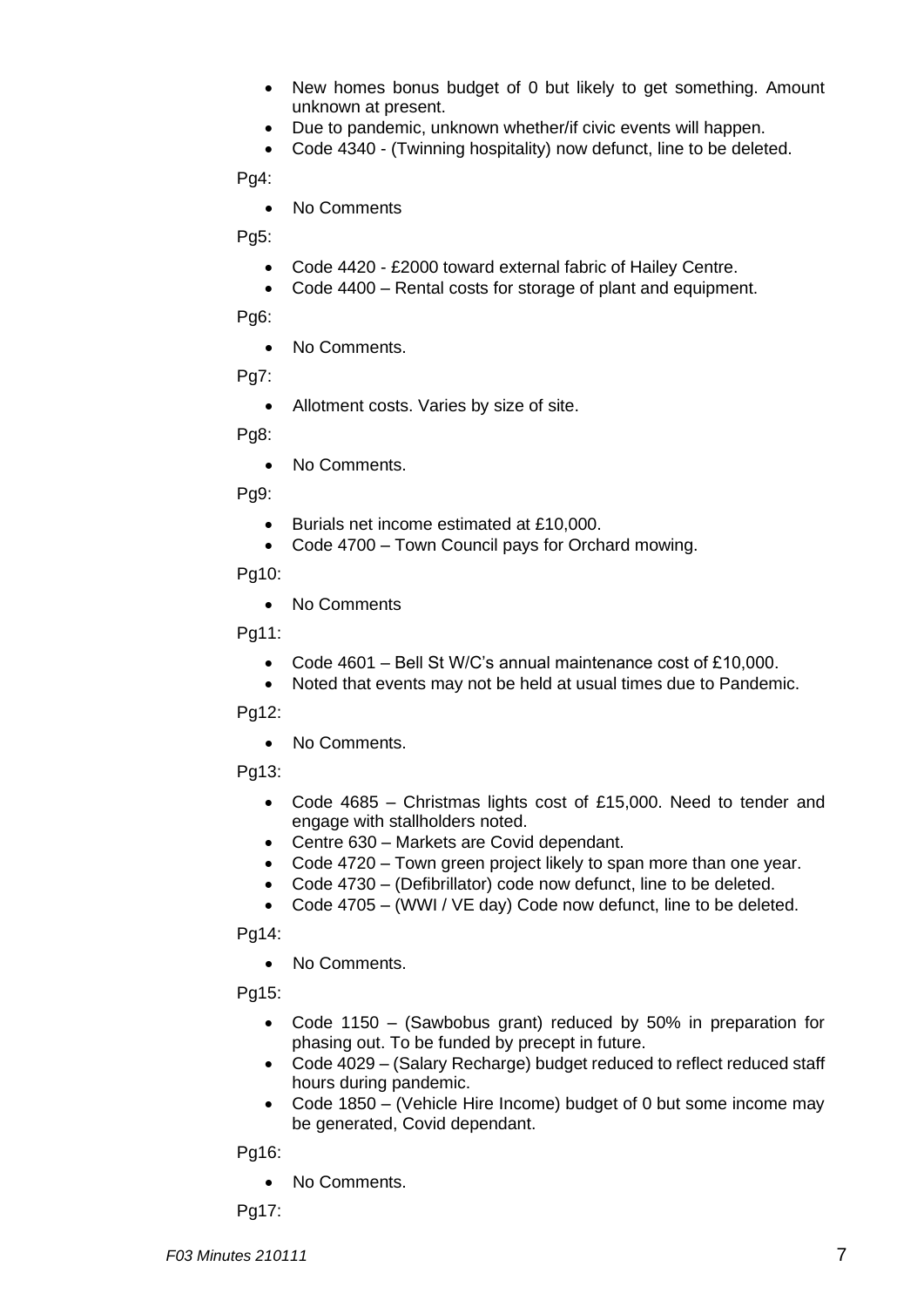- New homes bonus budget of 0 but likely to get something. Amount unknown at present.
- Due to pandemic, unknown whether/if civic events will happen.
- Code 4340 - (Twinning hospitality) now defunct, line to be deleted.

Pg4:

- No Comments

Pg5:

- Code 4420 - £2000 toward external fabric of Hailey Centre.
- Code 4400 – Rental costs for storage of plant and equipment.

Pg6:

- No Comments.

Pg7:

- Allotment costs. Varies by size of site.

Pg8:

- No Comments.

Pg9:

- Burials net income estimated at £10,000.
- Code 4700 – Town Council pays for Orchard mowing.

Pg10:

- No Comments

Pg11:

- Code 4601 – Bell St W/C's annual maintenance cost of £10,000.
- Noted that events may not be held at usual times due to Pandemic.

Pg12:

- No Comments.

Pg13:

- Code 4685 – Christmas lights cost of £15,000. Need to tender and engage with stallholders noted.
- Centre 630 – Markets are Covid dependant.
- Code 4720 – Town green project likely to span more than one year.
- Code 4730 – (Defibrillator) code now defunct, line to be deleted.
- Code 4705 – (WWI / VE day) Code now defunct, line to be deleted.

Pg14:

- No Comments.

Pg15:

- Code 1150 – (Sawbobus grant) reduced by 50% in preparation for phasing out. To be funded by precept in future.
- Code 4029 – (Salary Recharge) budget reduced to reflect reduced staff hours during pandemic.
- Code 1850 – (Vehicle Hire Income) budget of 0 but some income may be generated, Covid dependant.

Pg16:

- No Comments.

Pg17: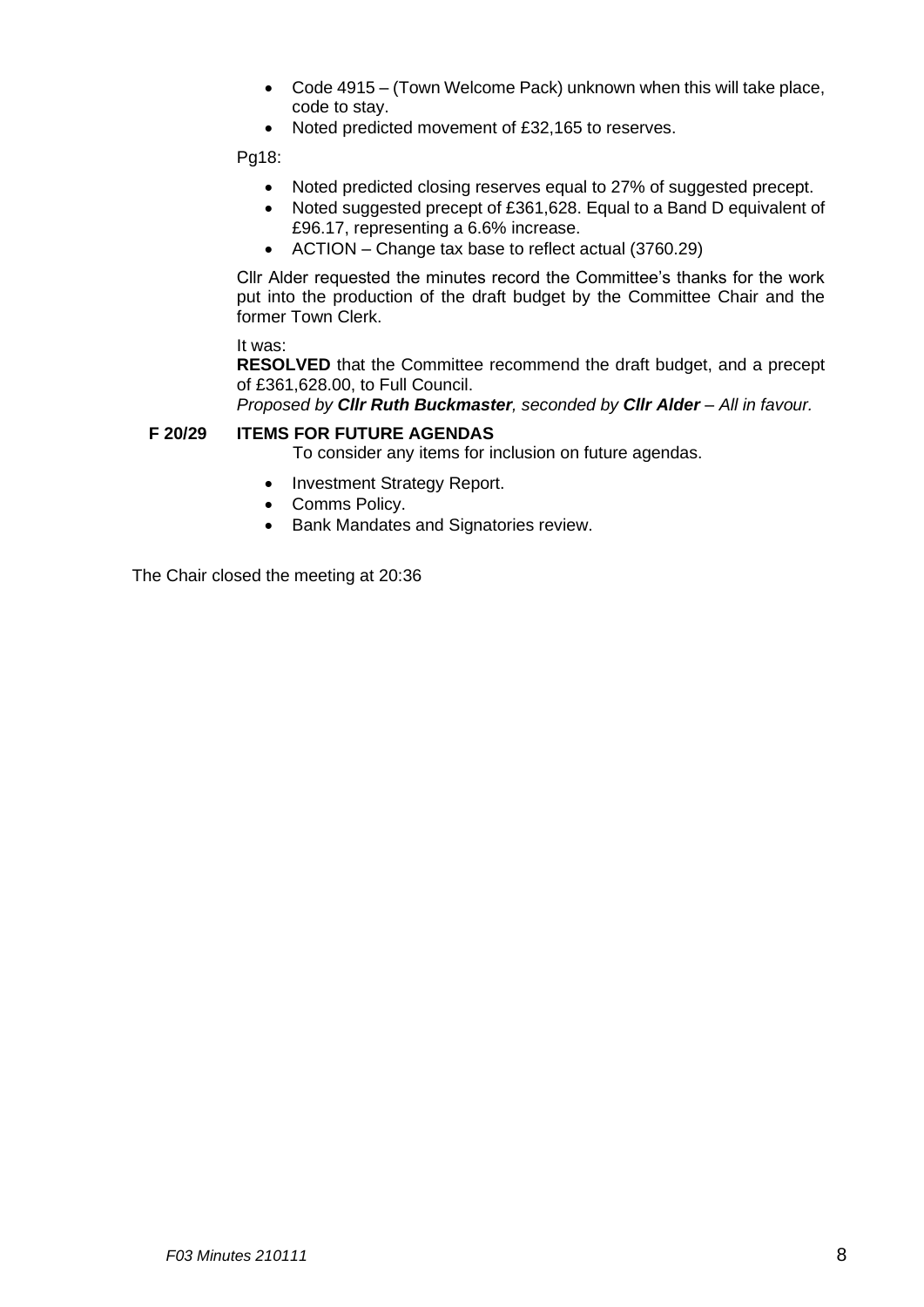- Code 4915 – (Town Welcome Pack) unknown when this will take place, code to stay.
- Noted predicted movement of £32,165 to reserves.

Pg18:

- Noted predicted closing reserves equal to 27% of suggested precept.
- Noted suggested precept of £361,628. Equal to a Band D equivalent of £96.17, representing a 6.6% increase.
- ACTION – Change tax base to reflect actual (3760.29)

Cllr Alder requested the minutes record the Committee's thanks for the work put into the production of the draft budget by the Committee Chair and the former Town Clerk.

It was:

**RESOLVED** that the Committee recommend the draft budget, and a precept of £361,628.00, to Full Council.

*Proposed by **Cllr Ruth Buckmaster**, seconded by **Cllr Alder** – All in favour.*

**F 20/29 ITEMS FOR FUTURE AGENDAS**

To consider any items for inclusion on future agendas.

- Investment Strategy Report.
- Comms Policy.
- Bank Mandates and Signatories review.

The Chair closed the meeting at 20:36